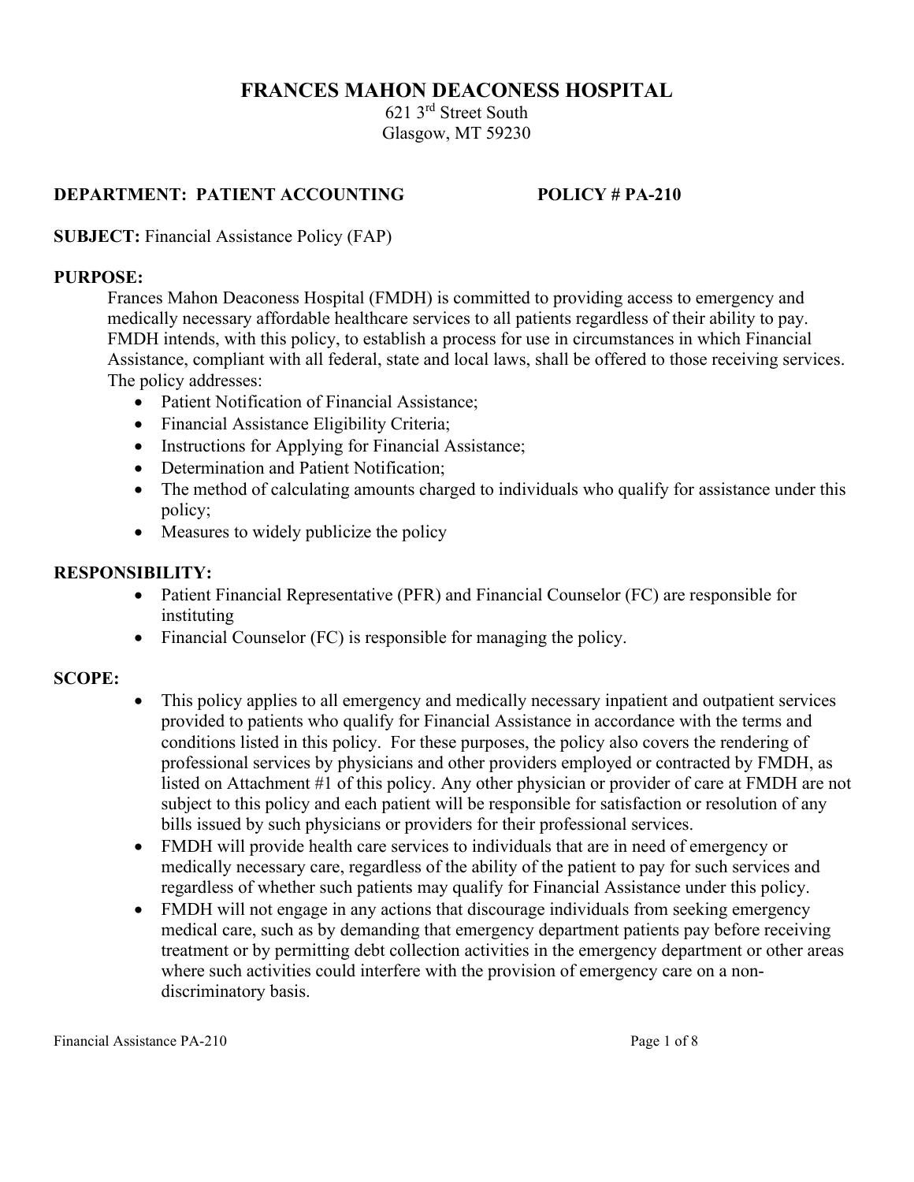# FRANCES MAHON DEACONESS HOSPITAL

621 3rd Street South
Glasgow, MT 59230

**DEPARTMENT: PATIENT ACCOUNTING** **POLICY # PA-210**

**SUBJECT:** Financial Assistance Policy (FAP)

## PURPOSE:

Frances Mahon Deaconess Hospital (FMDH) is committed to providing access to emergency and medically necessary affordable healthcare services to all patients regardless of their ability to pay. FMDH intends, with this policy, to establish a process for use in circumstances in which Financial Assistance, compliant with all federal, state and local laws, shall be offered to those receiving services. The policy addresses:

- Patient Notification of Financial Assistance;
- Financial Assistance Eligibility Criteria;
- Instructions for Applying for Financial Assistance;
- Determination and Patient Notification;
- The method of calculating amounts charged to individuals who qualify for assistance under this policy;
- Measures to widely publicize the policy

## RESPONSIBILITY:

- Patient Financial Representative (PFR) and Financial Counselor (FC) are responsible for instituting
- Financial Counselor (FC) is responsible for managing the policy.

## SCOPE:

- This policy applies to all emergency and medically necessary inpatient and outpatient services provided to patients who qualify for Financial Assistance in accordance with the terms and conditions listed in this policy. For these purposes, the policy also covers the rendering of professional services by physicians and other providers employed or contracted by FMDH, as listed on Attachment #1 of this policy. Any other physician or provider of care at FMDH are not subject to this policy and each patient will be responsible for satisfaction or resolution of any bills issued by such physicians or providers for their professional services.
- FMDH will provide health care services to individuals that are in need of emergency or medically necessary care, regardless of the ability of the patient to pay for such services and regardless of whether such patients may qualify for Financial Assistance under this policy.
- FMDH will not engage in any actions that discourage individuals from seeking emergency medical care, such as by demanding that emergency department patients pay before receiving treatment or by permitting debt collection activities in the emergency department or other areas where such activities could interfere with the provision of emergency care on a non-discriminatory basis.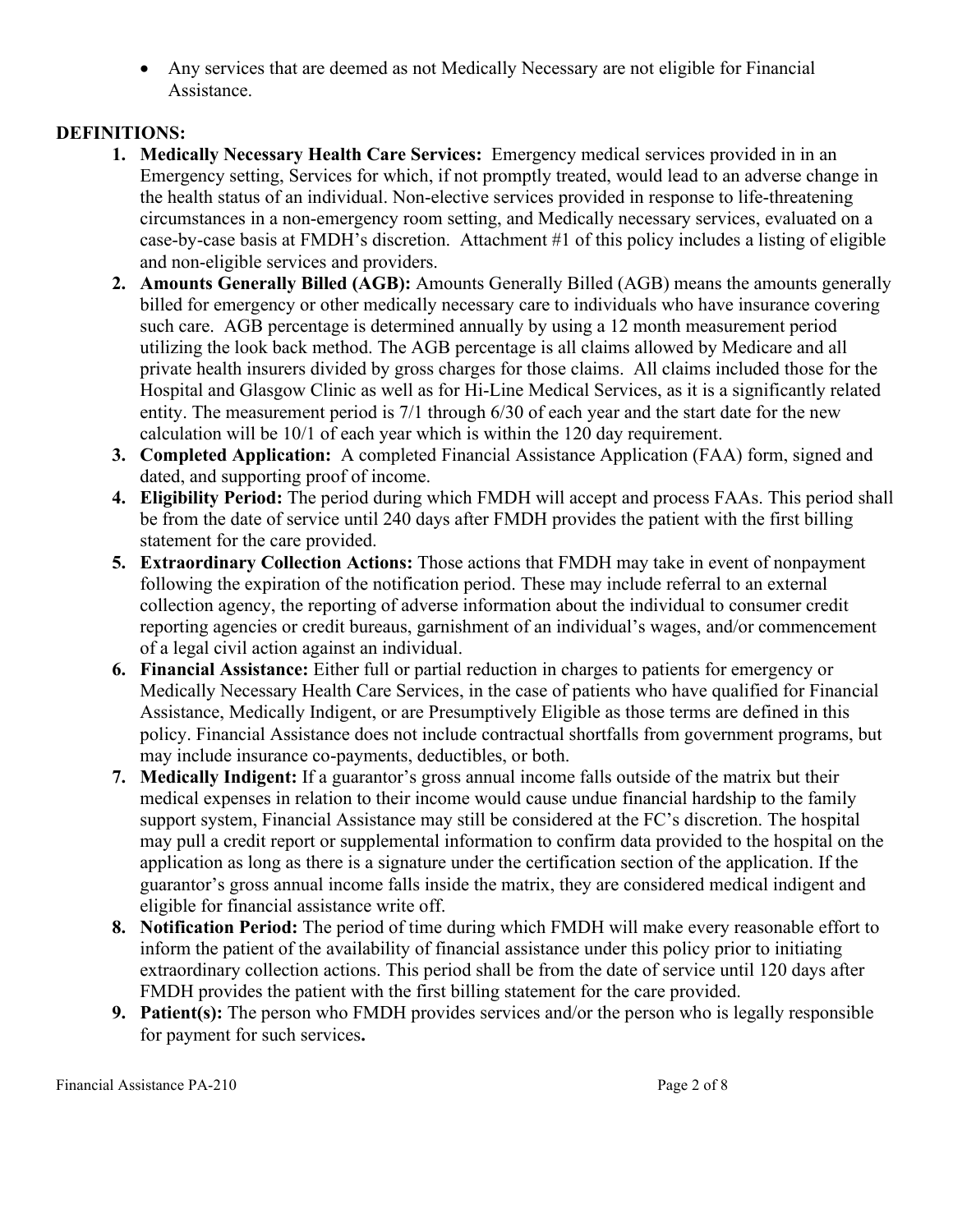- Any services that are deemed as not Medically Necessary are not eligible for Financial Assistance.

**DEFINITIONS:**

1. **Medically Necessary Health Care Services:** Emergency medical services provided in in an Emergency setting, Services for which, if not promptly treated, would lead to an adverse change in the health status of an individual. Non-elective services provided in response to life-threatening circumstances in a non-emergency room setting, and Medically necessary services, evaluated on a case-by-case basis at FMDH's discretion. Attachment #1 of this policy includes a listing of eligible and non-eligible services and providers.
2. **Amounts Generally Billed (AGB):** Amounts Generally Billed (AGB) means the amounts generally billed for emergency or other medically necessary care to individuals who have insurance covering such care. AGB percentage is determined annually by using a 12 month measurement period utilizing the look back method. The AGB percentage is all claims allowed by Medicare and all private health insurers divided by gross charges for those claims. All claims included those for the Hospital and Glasgow Clinic as well as for Hi-Line Medical Services, as it is a significantly related entity. The measurement period is 7/1 through 6/30 of each year and the start date for the new calculation will be 10/1 of each year which is within the 120 day requirement.
3. **Completed Application:** A completed Financial Assistance Application (FAA) form, signed and dated, and supporting proof of income.
4. **Eligibility Period:** The period during which FMDH will accept and process FAAs. This period shall be from the date of service until 240 days after FMDH provides the patient with the first billing statement for the care provided.
5. **Extraordinary Collection Actions:** Those actions that FMDH may take in event of nonpayment following the expiration of the notification period. These may include referral to an external collection agency, the reporting of adverse information about the individual to consumer credit reporting agencies or credit bureaus, garnishment of an individual's wages, and/or commencement of a legal civil action against an individual.
6. **Financial Assistance:** Either full or partial reduction in charges to patients for emergency or Medically Necessary Health Care Services, in the case of patients who have qualified for Financial Assistance, Medically Indigent, or are Presumptively Eligible as those terms are defined in this policy. Financial Assistance does not include contractual shortfalls from government programs, but may include insurance co-payments, deductibles, or both.
7. **Medically Indigent:** If a guarantor's gross annual income falls outside of the matrix but their medical expenses in relation to their income would cause undue financial hardship to the family support system, Financial Assistance may still be considered at the FC's discretion. The hospital may pull a credit report or supplemental information to confirm data provided to the hospital on the application as long as there is a signature under the certification section of the application. If the guarantor's gross annual income falls inside the matrix, they are considered medical indigent and eligible for financial assistance write off.
8. **Notification Period:** The period of time during which FMDH will make every reasonable effort to inform the patient of the availability of financial assistance under this policy prior to initiating extraordinary collection actions. This period shall be from the date of service until 120 days after FMDH provides the patient with the first billing statement for the care provided.
9. **Patient(s):** The person who FMDH provides services and/or the person who is legally responsible for payment for such services**.**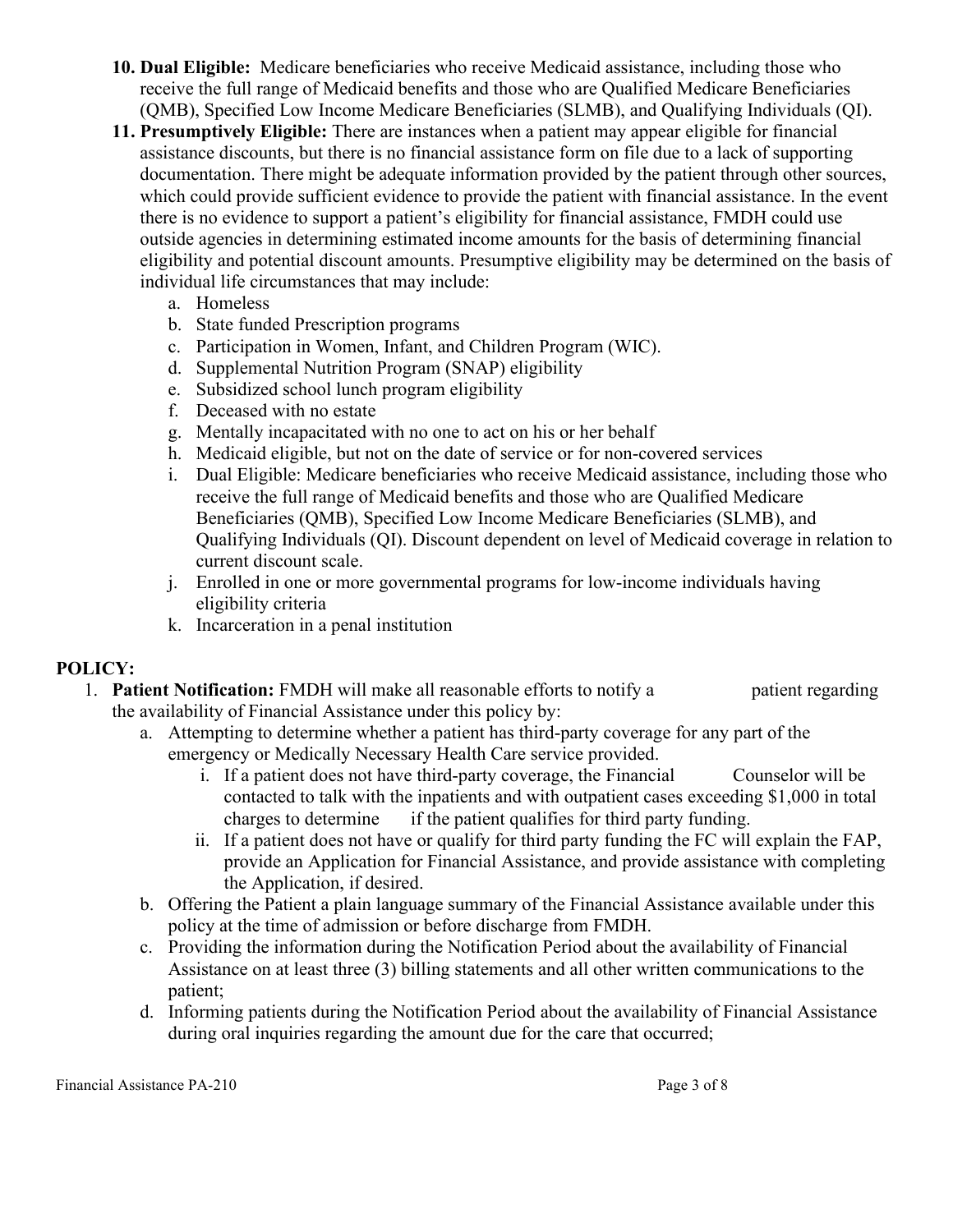10. **Dual Eligible:** Medicare beneficiaries who receive Medicaid assistance, including those who receive the full range of Medicaid benefits and those who are Qualified Medicare Beneficiaries (QMB), Specified Low Income Medicare Beneficiaries (SLMB), and Qualifying Individuals (QI).
11. **Presumptively Eligible:** There are instances when a patient may appear eligible for financial assistance discounts, but there is no financial assistance form on file due to a lack of supporting documentation. There might be adequate information provided by the patient through other sources, which could provide sufficient evidence to provide the patient with financial assistance. In the event there is no evidence to support a patient's eligibility for financial assistance, FMDH could use outside agencies in determining estimated income amounts for the basis of determining financial eligibility and potential discount amounts. Presumptive eligibility may be determined on the basis of individual life circumstances that may include:
    a. Homeless
    b. State funded Prescription programs
    c. Participation in Women, Infant, and Children Program (WIC).
    d. Supplemental Nutrition Program (SNAP) eligibility
    e. Subsidized school lunch program eligibility
    f. Deceased with no estate
    g. Mentally incapacitated with no one to act on his or her behalf
    h. Medicaid eligible, but not on the date of service or for non-covered services
    i. Dual Eligible: Medicare beneficiaries who receive Medicaid assistance, including those who receive the full range of Medicaid benefits and those who are Qualified Medicare Beneficiaries (QMB), Specified Low Income Medicare Beneficiaries (SLMB), and Qualifying Individuals (QI). Discount dependent on level of Medicaid coverage in relation to current discount scale.
    j. Enrolled in one or more governmental programs for low-income individuals having eligibility criteria
    k. Incarceration in a penal institution

## POLICY:

1. **Patient Notification:** FMDH will make all reasonable efforts to notify a patient regarding the availability of Financial Assistance under this policy by:
    a. Attempting to determine whether a patient has third-party coverage for any part of the emergency or Medically Necessary Health Care service provided.
        i. If a patient does not have third-party coverage, the Financial Counselor will be contacted to talk with the inpatients and with outpatient cases exceeding $1,000 in total charges to determine if the patient qualifies for third party funding.
        ii. If a patient does not have or qualify for third party funding the FC will explain the FAP, provide an Application for Financial Assistance, and provide assistance with completing the Application, if desired.
    b. Offering the Patient a plain language summary of the Financial Assistance available under this policy at the time of admission or before discharge from FMDH.
    c. Providing the information during the Notification Period about the availability of Financial Assistance on at least three (3) billing statements and all other written communications to the patient;
    d. Informing patients during the Notification Period about the availability of Financial Assistance during oral inquiries regarding the amount due for the care that occurred;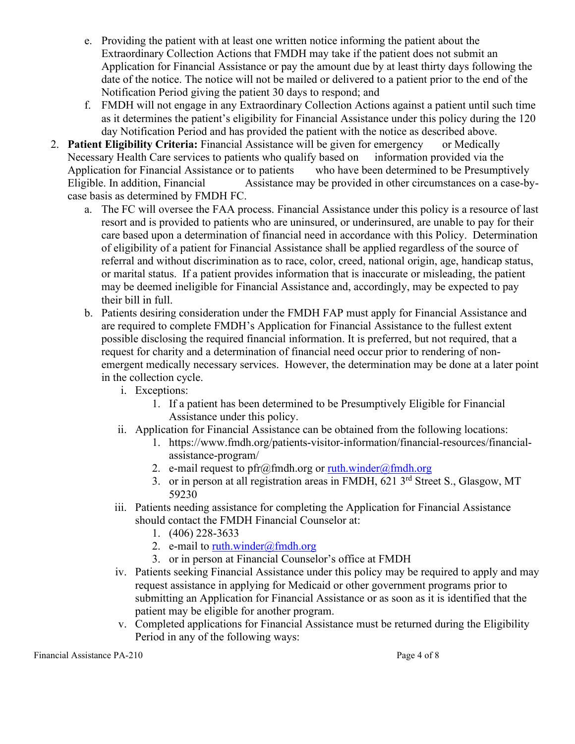e. Providing the patient with at least one written notice informing the patient about the Extraordinary Collection Actions that FMDH may take if the patient does not submit an Application for Financial Assistance or pay the amount due by at least thirty days following the date of the notice. The notice will not be mailed or delivered to a patient prior to the end of the Notification Period giving the patient 30 days to respond; and

f. FMDH will not engage in any Extraordinary Collection Actions against a patient until such time as it determines the patient's eligibility for Financial Assistance under this policy during the 120 day Notification Period and has provided the patient with the notice as described above.

2. **Patient Eligibility Criteria:** Financial Assistance will be given for emergency or Medically Necessary Health Care services to patients who qualify based on information provided via the Application for Financial Assistance or to patients who have been determined to be Presumptively Eligible. In addition, Financial Assistance may be provided in other circumstances on a case-by-case basis as determined by FMDH FC.
   a. The FC will oversee the FAA process. Financial Assistance under this policy is a resource of last resort and is provided to patients who are uninsured, or underinsured, are unable to pay for their care based upon a determination of financial need in accordance with this Policy. Determination of eligibility of a patient for Financial Assistance shall be applied regardless of the source of referral and without discrimination as to race, color, creed, national origin, age, handicap status, or marital status. If a patient provides information that is inaccurate or misleading, the patient may be deemed ineligible for Financial Assistance and, accordingly, may be expected to pay their bill in full.
   b. Patients desiring consideration under the FMDH FAP must apply for Financial Assistance and are required to complete FMDH's Application for Financial Assistance to the fullest extent possible disclosing the required financial information. It is preferred, but not required, that a request for charity and a determination of financial need occur prior to rendering of non-emergent medically necessary services. However, the determination may be done at a later point in the collection cycle.
      i. Exceptions:
         1. If a patient has been determined to be Presumptively Eligible for Financial Assistance under this policy.
      ii. Application for Financial Assistance can be obtained from the following locations:
         1. https://www.fmdh.org/patients-visitor-information/financial-resources/financial-assistance-program/
         2. e-mail request to pfr@fmdh.org or ruth.winder@fmdh.org
         3. or in person at all registration areas in FMDH, 621 3rd Street S., Glasgow, MT 59230
      iii. Patients needing assistance for completing the Application for Financial Assistance should contact the FMDH Financial Counselor at:
         1. (406) 228-3633
         2. e-mail to ruth.winder@fmdh.org
         3. or in person at Financial Counselor's office at FMDH
      iv. Patients seeking Financial Assistance under this policy may be required to apply and may request assistance in applying for Medicaid or other government programs prior to submitting an Application for Financial Assistance or as soon as it is identified that the patient may be eligible for another program.
      v. Completed applications for Financial Assistance must be returned during the Eligibility Period in any of the following ways: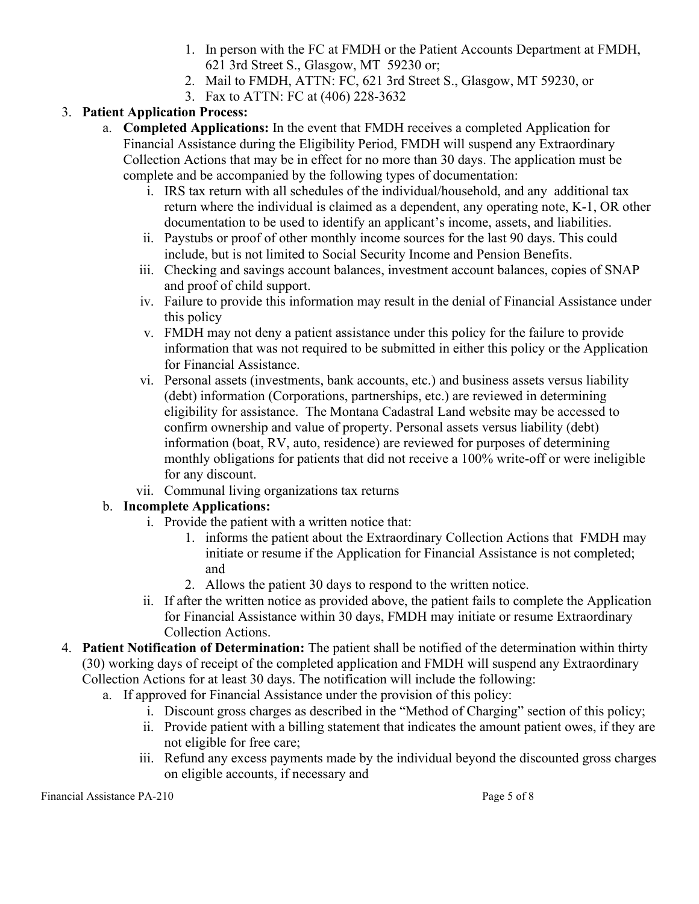1. In person with the FC at FMDH or the Patient Accounts Department at FMDH, 621 3rd Street S., Glasgow, MT 59230 or;
2. Mail to FMDH, ATTN: FC, 621 3rd Street S., Glasgow, MT 59230, or
3. Fax to ATTN: FC at (406) 228-3632

3. **Patient Application Process:**
   a. **Completed Applications:** In the event that FMDH receives a completed Application for Financial Assistance during the Eligibility Period, FMDH will suspend any Extraordinary Collection Actions that may be in effect for no more than 30 days. The application must be complete and be accompanied by the following types of documentation:
      i. IRS tax return with all schedules of the individual/household, and any additional tax return where the individual is claimed as a dependent, any operating note, K-1, OR other documentation to be used to identify an applicant's income, assets, and liabilities.
      ii. Paystubs or proof of other monthly income sources for the last 90 days. This could include, but is not limited to Social Security Income and Pension Benefits.
      iii. Checking and savings account balances, investment account balances, copies of SNAP and proof of child support.
      iv. Failure to provide this information may result in the denial of Financial Assistance under this policy
      v. FMDH may not deny a patient assistance under this policy for the failure to provide information that was not required to be submitted in either this policy or the Application for Financial Assistance.
      vi. Personal assets (investments, bank accounts, etc.) and business assets versus liability (debt) information (Corporations, partnerships, etc.) are reviewed in determining eligibility for assistance. The Montana Cadastral Land website may be accessed to confirm ownership and value of property. Personal assets versus liability (debt) information (boat, RV, auto, residence) are reviewed for purposes of determining monthly obligations for patients that did not receive a 100% write-off or were ineligible for any discount.
      vii. Communal living organizations tax returns

   b. **Incomplete Applications:**
      i. Provide the patient with a written notice that:
         1. informs the patient about the Extraordinary Collection Actions that FMDH may initiate or resume if the Application for Financial Assistance is not completed; and
         2. Allows the patient 30 days to respond to the written notice.
      ii. If after the written notice as provided above, the patient fails to complete the Application for Financial Assistance within 30 days, FMDH may initiate or resume Extraordinary Collection Actions.

4. **Patient Notification of Determination:** The patient shall be notified of the determination within thirty (30) working days of receipt of the completed application and FMDH will suspend any Extraordinary Collection Actions for at least 30 days. The notification will include the following:
   a. If approved for Financial Assistance under the provision of this policy:
      i. Discount gross charges as described in the "Method of Charging" section of this policy;
      ii. Provide patient with a billing statement that indicates the amount patient owes, if they are not eligible for free care;
      iii. Refund any excess payments made by the individual beyond the discounted gross charges on eligible accounts, if necessary and

Financial Assistance PA-210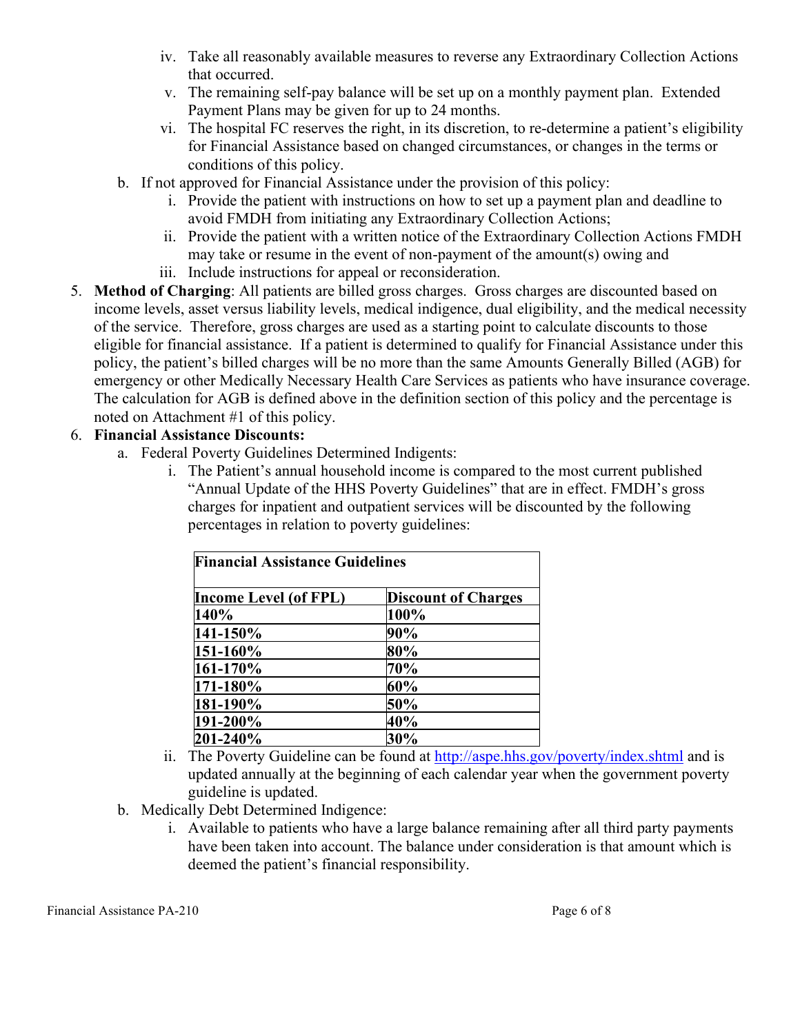iv. Take all reasonably available measures to reverse any Extraordinary Collection Actions that occurred.

v. The remaining self-pay balance will be set up on a monthly payment plan. Extended Payment Plans may be given for up to 24 months.

vi. The hospital FC reserves the right, in its discretion, to re-determine a patient's eligibility for Financial Assistance based on changed circumstances, or changes in the terms or conditions of this policy.

b. If not approved for Financial Assistance under the provision of this policy:

i. Provide the patient with instructions on how to set up a payment plan and deadline to avoid FMDH from initiating any Extraordinary Collection Actions;

ii. Provide the patient with a written notice of the Extraordinary Collection Actions FMDH may take or resume in the event of non-payment of the amount(s) owing and

iii. Include instructions for appeal or reconsideration.

5. **Method of Charging**: All patients are billed gross charges. Gross charges are discounted based on income levels, asset versus liability levels, medical indigence, dual eligibility, and the medical necessity of the service. Therefore, gross charges are used as a starting point to calculate discounts to those eligible for financial assistance. If a patient is determined to qualify for Financial Assistance under this policy, the patient's billed charges will be no more than the same Amounts Generally Billed (AGB) for emergency or other Medically Necessary Health Care Services as patients who have insurance coverage. The calculation for AGB is defined above in the definition section of this policy and the percentage is noted on Attachment #1 of this policy.

6. **Financial Assistance Discounts:**

a. Federal Poverty Guidelines Determined Indigents:

i. The Patient's annual household income is compared to the most current published "Annual Update of the HHS Poverty Guidelines" that are in effect. FMDH's gross charges for inpatient and outpatient services will be discounted by the following percentages in relation to poverty guidelines:

| **Financial Assistance Guidelines** | |
|---|---|
| **Income Level (of FPL)** | **Discount of Charges** |
| **140%** | **100%** |
| **141-150%** | **90%** |
| **151-160%** | **80%** |
| **161-170%** | **70%** |
| **171-180%** | **60%** |
| **181-190%** | **50%** |
| **191-200%** | **40%** |
| **201-240%** | **30%** |

ii. The Poverty Guideline can be found at http://aspe.hhs.gov/poverty/index.shtml and is updated annually at the beginning of each calendar year when the government poverty guideline is updated.

b. Medically Debt Determined Indigence:

i. Available to patients who have a large balance remaining after all third party payments have been taken into account. The balance under consideration is that amount which is deemed the patient's financial responsibility.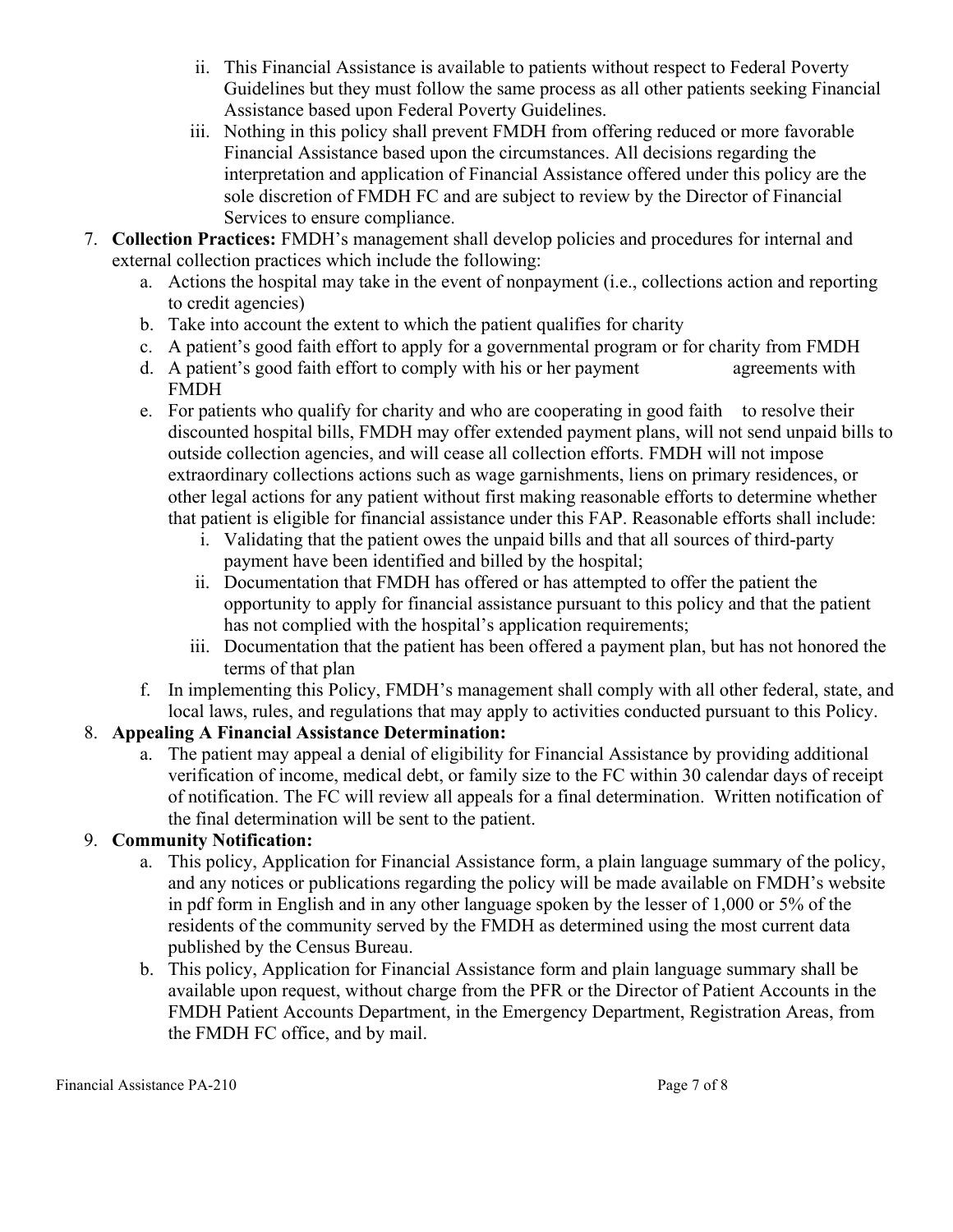ii. This Financial Assistance is available to patients without respect to Federal Poverty Guidelines but they must follow the same process as all other patients seeking Financial Assistance based upon Federal Poverty Guidelines.

iii. Nothing in this policy shall prevent FMDH from offering reduced or more favorable Financial Assistance based upon the circumstances. All decisions regarding the interpretation and application of Financial Assistance offered under this policy are the sole discretion of FMDH FC and are subject to review by the Director of Financial Services to ensure compliance.

7. **Collection Practices:** FMDH's management shall develop policies and procedures for internal and external collection practices which include the following:
   a. Actions the hospital may take in the event of nonpayment (i.e., collections action and reporting to credit agencies)
   b. Take into account the extent to which the patient qualifies for charity
   c. A patient's good faith effort to apply for a governmental program or for charity from FMDH
   d. A patient's good faith effort to comply with his or her payment agreements with FMDH
   e. For patients who qualify for charity and who are cooperating in good faith to resolve their discounted hospital bills, FMDH may offer extended payment plans, will not send unpaid bills to outside collection agencies, and will cease all collection efforts. FMDH will not impose extraordinary collections actions such as wage garnishments, liens on primary residences, or other legal actions for any patient without first making reasonable efforts to determine whether that patient is eligible for financial assistance under this FAP. Reasonable efforts shall include:
      i. Validating that the patient owes the unpaid bills and that all sources of third-party payment have been identified and billed by the hospital;
      ii. Documentation that FMDH has offered or has attempted to offer the patient the opportunity to apply for financial assistance pursuant to this policy and that the patient has not complied with the hospital's application requirements;
      iii. Documentation that the patient has been offered a payment plan, but has not honored the terms of that plan
   f. In implementing this Policy, FMDH's management shall comply with all other federal, state, and local laws, rules, and regulations that may apply to activities conducted pursuant to this Policy.
8. **Appealing A Financial Assistance Determination:**
   a. The patient may appeal a denial of eligibility for Financial Assistance by providing additional verification of income, medical debt, or family size to the FC within 30 calendar days of receipt of notification. The FC will review all appeals for a final determination. Written notification of the final determination will be sent to the patient.
9. **Community Notification:**
   a. This policy, Application for Financial Assistance form, a plain language summary of the policy, and any notices or publications regarding the policy will be made available on FMDH's website in pdf form in English and in any other language spoken by the lesser of 1,000 or 5% of the residents of the community served by the FMDH as determined using the most current data published by the Census Bureau.
   b. This policy, Application for Financial Assistance form and plain language summary shall be available upon request, without charge from the PFR or the Director of Patient Accounts in the FMDH Patient Accounts Department, in the Emergency Department, Registration Areas, from the FMDH FC office, and by mail.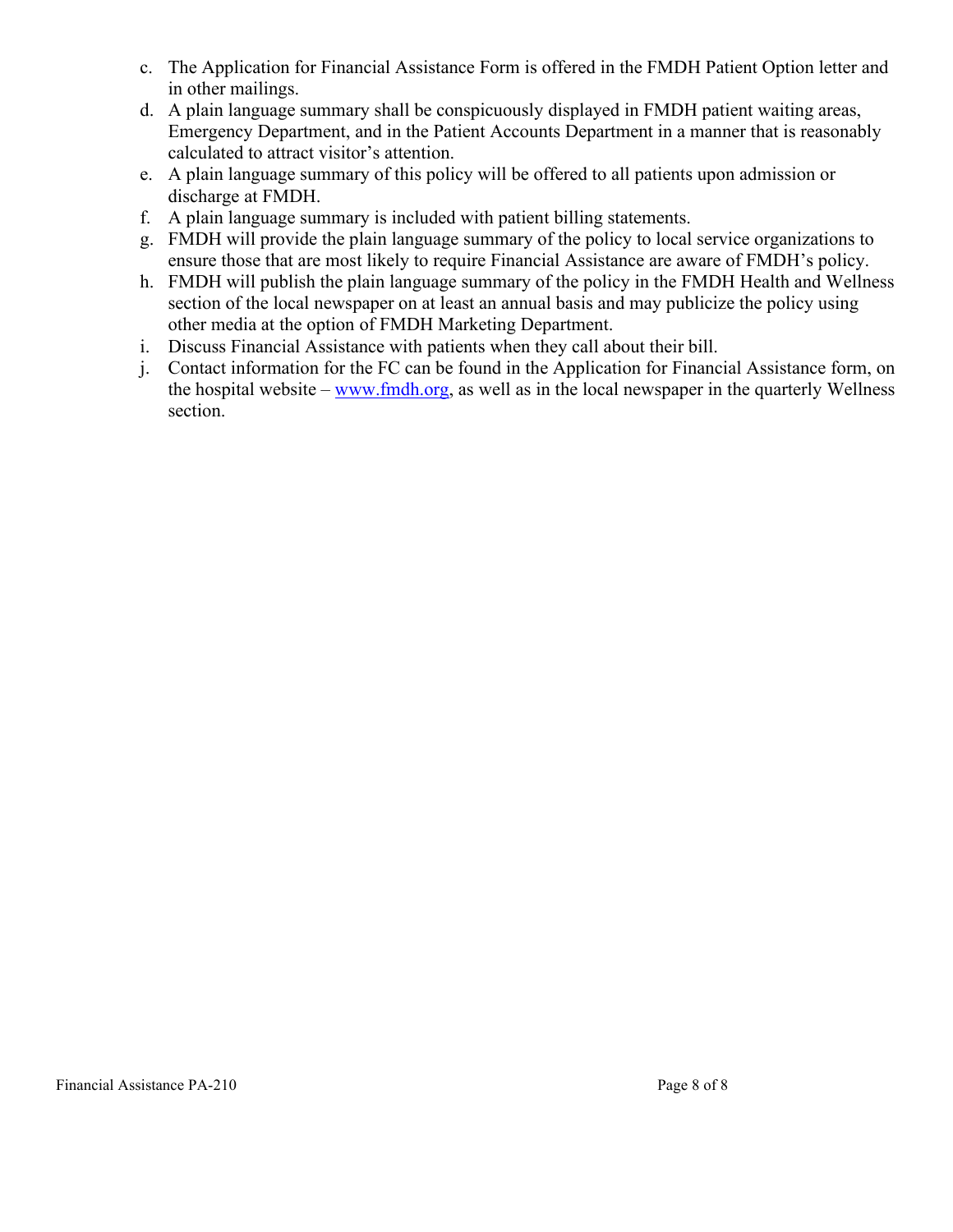c. The Application for Financial Assistance Form is offered in the FMDH Patient Option letter and in other mailings.
d. A plain language summary shall be conspicuously displayed in FMDH patient waiting areas, Emergency Department, and in the Patient Accounts Department in a manner that is reasonably calculated to attract visitor's attention.
e. A plain language summary of this policy will be offered to all patients upon admission or discharge at FMDH.
f. A plain language summary is included with patient billing statements.
g. FMDH will provide the plain language summary of the policy to local service organizations to ensure those that are most likely to require Financial Assistance are aware of FMDH's policy.
h. FMDH will publish the plain language summary of the policy in the FMDH Health and Wellness section of the local newspaper on at least an annual basis and may publicize the policy using other media at the option of FMDH Marketing Department.
i. Discuss Financial Assistance with patients when they call about their bill.
j. Contact information for the FC can be found in the Application for Financial Assistance form, on the hospital website – [www.fmdh.org](http://www.fmdh.org), as well as in the local newspaper in the quarterly Wellness section.